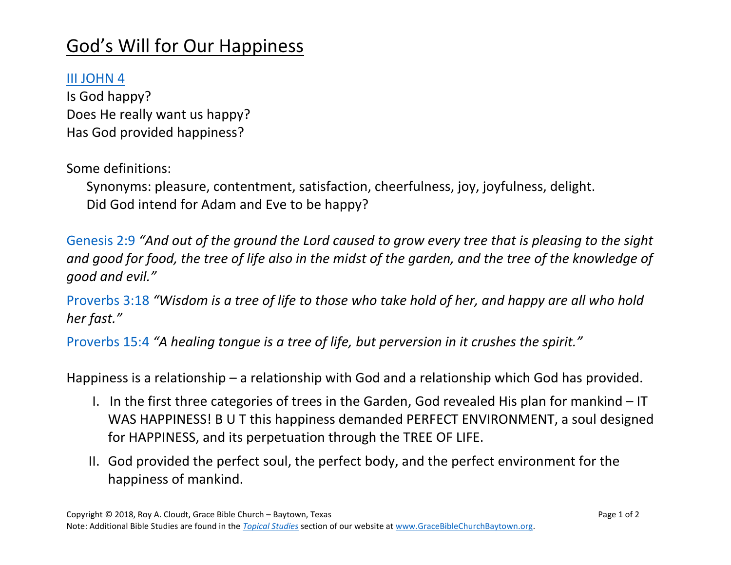# God's Will for Our Happiness

III JOHN 4

Is God happy?
Does He really want us happy?
Has God provided happiness?

Some definitions:

Synonyms: pleasure, contentment, satisfaction, cheerfulness, joy, joyfulness, delight.
Did God intend for Adam and Eve to be happy?

Genesis 2:9 *"And out of the ground the Lord caused to grow every tree that is pleasing to the sight and good for food, the tree of life also in the midst of the garden, and the tree of the knowledge of good and evil."*

Proverbs 3:18 *"Wisdom is a tree of life to those who take hold of her, and happy are all who hold her fast."*

Proverbs 15:4 *"A healing tongue is a tree of life, but perversion in it crushes the spirit."*

Happiness is a relationship – a relationship with God and a relationship which God has provided.

I. In the first three categories of trees in the Garden, God revealed His plan for mankind – IT WAS HAPPINESS! B U T this happiness demanded PERFECT ENVIRONMENT, a soul designed for HAPPINESS, and its perpetuation through the TREE OF LIFE.

II. God provided the perfect soul, the perfect body, and the perfect environment for the happiness of mankind.

Copyright © 2018, Roy A. Cloudt, Grace Bible Church – Baytown, Texas
Note: Additional Bible Studies are found in the *Topical Studies* section of our website at www.GraceBibleChurchBaytown.org.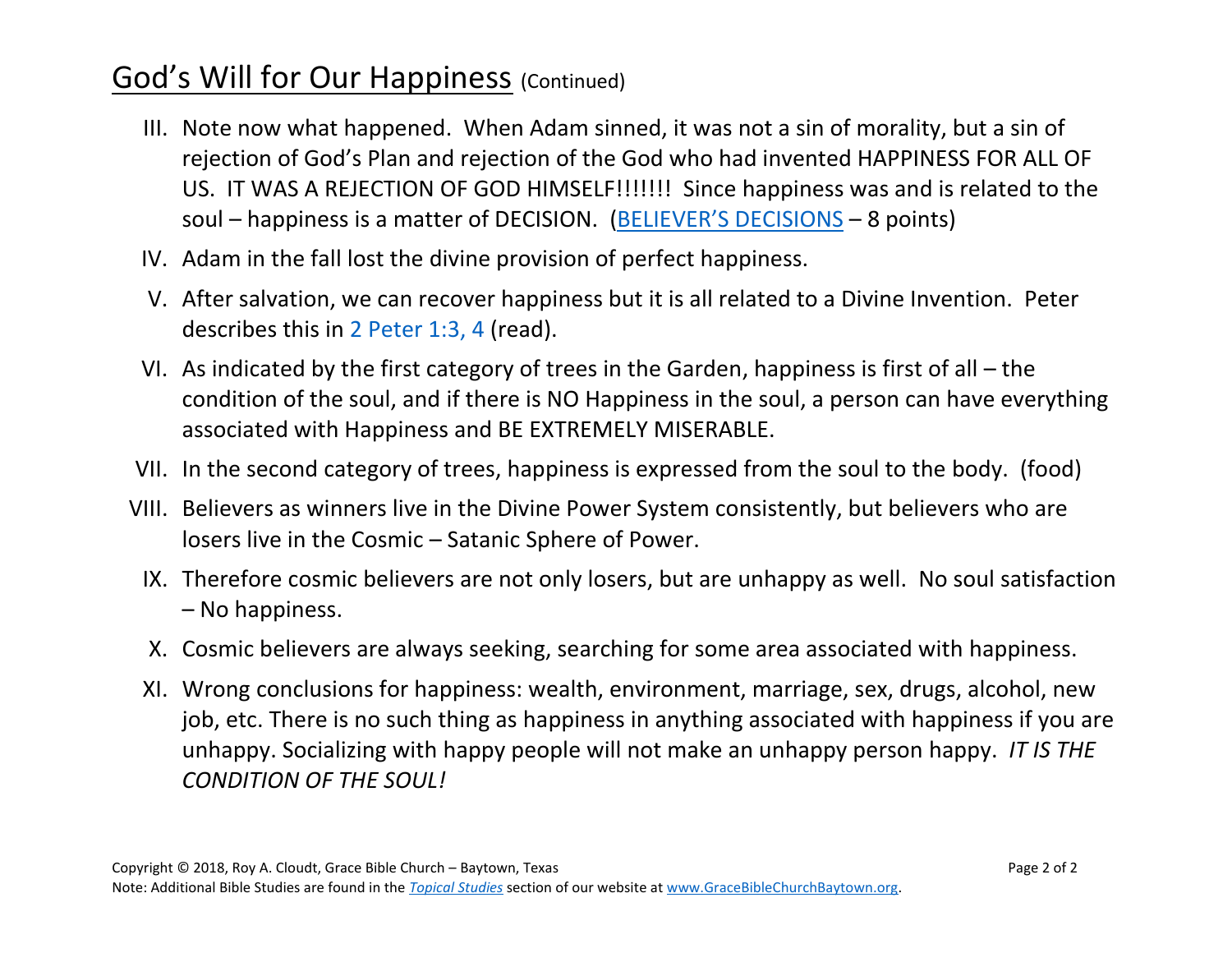## God's Will for Our Happiness (Continued)

III. Note now what happened. When Adam sinned, it was not a sin of morality, but a sin of rejection of God's Plan and rejection of the God who had invented HAPPINESS FOR ALL OF US. IT WAS A REJECTION OF GOD HIMSELF!!!!!!! Since happiness was and is related to the soul – happiness is a matter of DECISION. (BELIEVER'S DECISIONS – 8 points)

IV. Adam in the fall lost the divine provision of perfect happiness.

V. After salvation, we can recover happiness but it is all related to a Divine Invention. Peter describes this in 2 Peter 1:3, 4 (read).

VI. As indicated by the first category of trees in the Garden, happiness is first of all – the condition of the soul, and if there is NO Happiness in the soul, a person can have everything associated with Happiness and BE EXTREMELY MISERABLE.

VII. In the second category of trees, happiness is expressed from the soul to the body. (food)

VIII. Believers as winners live in the Divine Power System consistently, but believers who are losers live in the Cosmic – Satanic Sphere of Power.

IX. Therefore cosmic believers are not only losers, but are unhappy as well. No soul satisfaction – No happiness.

X. Cosmic believers are always seeking, searching for some area associated with happiness.

XI. Wrong conclusions for happiness: wealth, environment, marriage, sex, drugs, alcohol, new job, etc. There is no such thing as happiness in anything associated with happiness if you are unhappy. Socializing with happy people will not make an unhappy person happy. *IT IS THE CONDITION OF THE SOUL!*

Copyright © 2018, Roy A. Cloudt, Grace Bible Church – Baytown, Texas

Note: Additional Bible Studies are found in the *Topical Studies* section of our website at www.GraceBibleChurchBaytown.org.